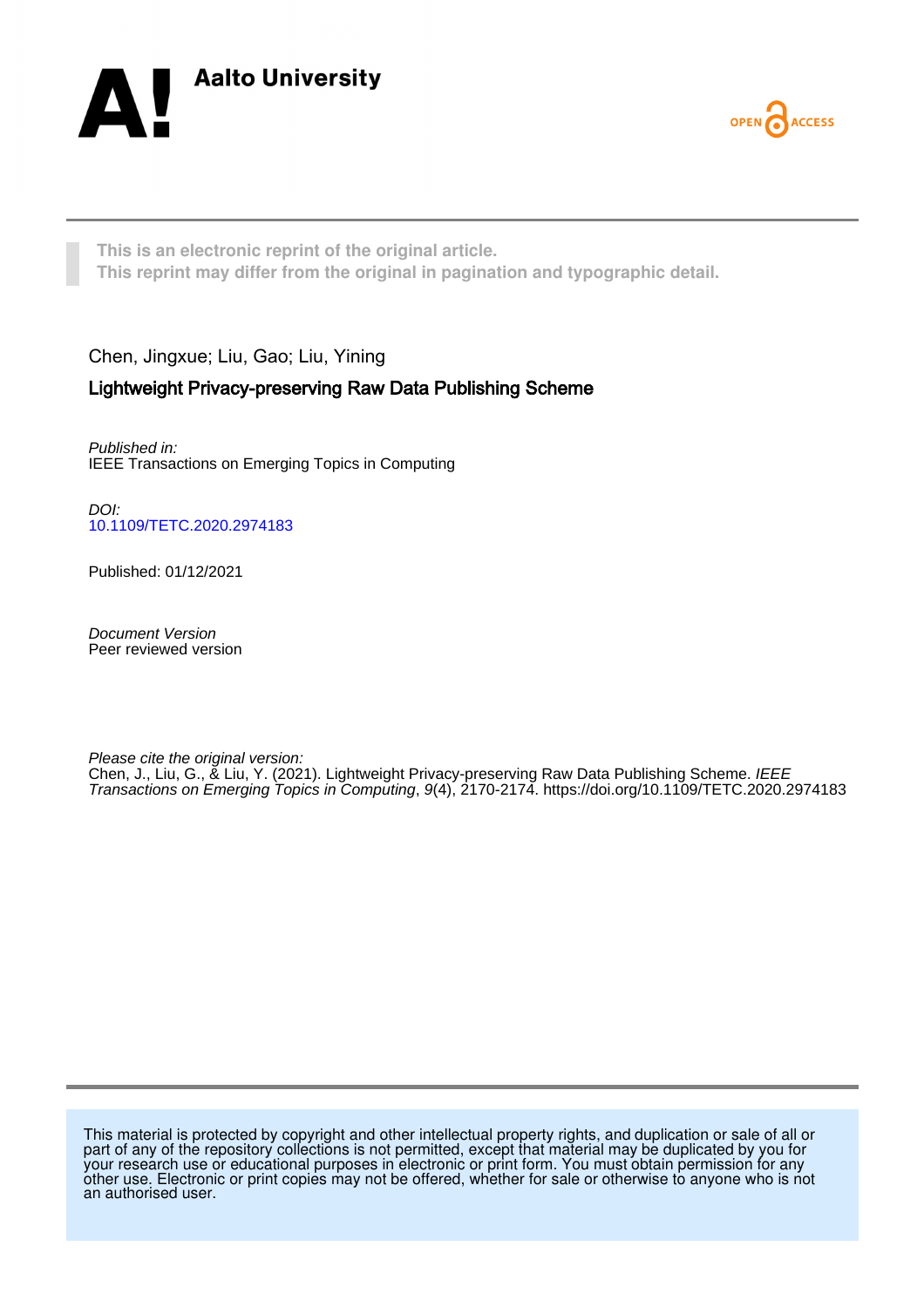Aalto University

OPEN ACCESS

This is an electronic reprint of the original article.
This reprint may differ from the original in pagination and typographic detail.

Chen, Jingxue; Liu, Gao; Liu, Yining

# Lightweight Privacy-preserving Raw Data Publishing Scheme

*Published in:*
IEEE Transactions on Emerging Topics in Computing

*DOI:*
10.1109/TETC.2020.2974183

Published: 01/12/2021

*Document Version*
Peer reviewed version

*Please cite the original version:*
Chen, J., Liu, G., & Liu, Y. (2021). Lightweight Privacy-preserving Raw Data Publishing Scheme. *IEEE Transactions on Emerging Topics in Computing*, *9*(4), 2170-2174. https://doi.org/10.1109/TETC.2020.2974183

This material is protected by copyright and other intellectual property rights, and duplication or sale of all or part of any of the repository collections is not permitted, except that material may be duplicated by you for your research use or educational purposes in electronic or print form. You must obtain permission for any other use. Electronic or print copies may not be offered, whether for sale or otherwise to anyone who is not an authorised user.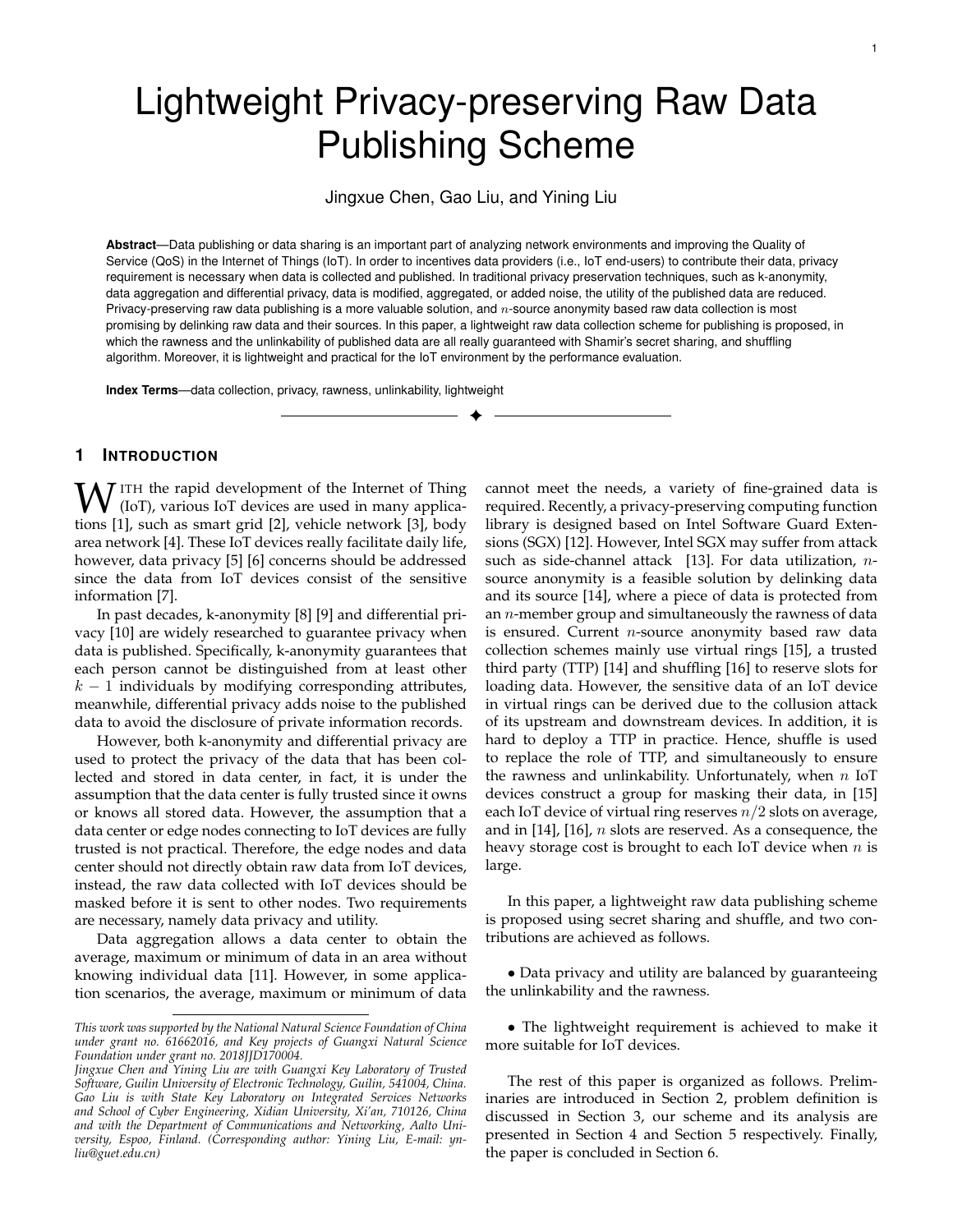# Lightweight Privacy-preserving Raw Data Publishing Scheme

Jingxue Chen, Gao Liu, and Yining Liu

**Abstract**—Data publishing or data sharing is an important part of analyzing network environments and improving the Quality of Service (QoS) in the Internet of Things (IoT). In order to incentives data providers (i.e., IoT end-users) to contribute their data, privacy requirement is necessary when data is collected and published. In traditional privacy preservation techniques, such as k-anonymity, data aggregation and differential privacy, data is modified, aggregated, or added noise, the utility of the published data are reduced. Privacy-preserving raw data publishing is a more valuable solution, and $n$-source anonymity based raw data collection is most promising by delinking raw data and their sources. In this paper, a lightweight raw data collection scheme for publishing is proposed, in which the rawness and the unlinkability of published data are all really guaranteed with Shamir's secret sharing, and shuffling algorithm. Moreover, it is lightweight and practical for the IoT environment by the performance evaluation.

**Index Terms**—data collection, privacy, rawness, unlinkability, lightweight

## 1 Introduction

With the rapid development of the Internet of Thing (IoT), various IoT devices are used in many applications [1], such as smart grid [2], vehicle network [3], body area network [4]. These IoT devices really facilitate daily life, however, data privacy [5] [6] concerns should be addressed since the data from IoT devices consist of the sensitive information [7].

In past decades, k-anonymity [8] [9] and differential privacy [10] are widely researched to guarantee privacy when data is published. Specifically, k-anonymity guarantees that each person cannot be distinguished from at least other $k-1$ individuals by modifying corresponding attributes, meanwhile, differential privacy adds noise to the published data to avoid the disclosure of private information records.

However, both k-anonymity and differential privacy are used to protect the privacy of the data that has been collected and stored in data center, in fact, it is under the assumption that the data center is fully trusted since it owns or knows all stored data. However, the assumption that a data center or edge nodes connecting to IoT devices are fully trusted is not practical. Therefore, the edge nodes and data center should not directly obtain raw data from IoT devices, instead, the raw data collected with IoT devices should be masked before it is sent to other nodes. Two requirements are necessary, namely data privacy and utility.

Data aggregation allows a data center to obtain the average, maximum or minimum of data in an area without knowing individual data [11]. However, in some application scenarios, the average, maximum or minimum of data cannot meet the needs, a variety of fine-grained data is required. Recently, a privacy-preserving computing function library is designed based on Intel Software Guard Extensions (SGX) [12]. However, Intel SGX may suffer from attack such as side-channel attack [13]. For data utilization, $n$-source anonymity is a feasible solution by delinking data and its source [14], where a piece of data is protected from an $n$-member group and simultaneously the rawness of data is ensured. Current $n$-source anonymity based raw data collection schemes mainly use virtual rings [15], a trusted third party (TTP) [14] and shuffling [16] to reserve slots for loading data. However, the sensitive data of an IoT device in virtual rings can be derived due to the collusion attack of its upstream and downstream devices. In addition, it is hard to deploy a TTP in practice. Hence, shuffle is used to replace the role of TTP, and simultaneously to ensure the rawness and unlinkability. Unfortunately, when $n$ IoT devices construct a group for masking their data, in [15] each IoT device of virtual ring reserves $n/2$ slots on average, and in [14], [16], $n$ slots are reserved. As a consequence, the heavy storage cost is brought to each IoT device when $n$ is large.

In this paper, a lightweight raw data publishing scheme is proposed using secret sharing and shuffle, and two contributions are achieved as follows.

- Data privacy and utility are balanced by guaranteeing the unlinkability and the rawness.

- The lightweight requirement is achieved to make it more suitable for IoT devices.

The rest of this paper is organized as follows. Preliminaries are introduced in Section 2, problem definition is discussed in Section 3, our scheme and its analysis are presented in Section 4 and Section 5 respectively. Finally, the paper is concluded in Section 6.

---

*This work was supported by the National Natural Science Foundation of China under grant no. 61662016, and Key projects of Guangxi Natural Science Foundation under grant no. 2018JJD170004.*

*Jingxue Chen and Yining Liu are with Guangxi Key Laboratory of Trusted Software, Guilin University of Electronic Technology, Guilin, 541004, China. Gao Liu is with State Key Laboratory on Integrated Services Networks and School of Cyber Engineering, Xidian University, Xi'an, 710126, China and with the Department of Communications and Networking, Aalto University, Espoo, Finland. (Corresponding author: Yining Liu, E-mail: ynliu@guet.edu.cn)*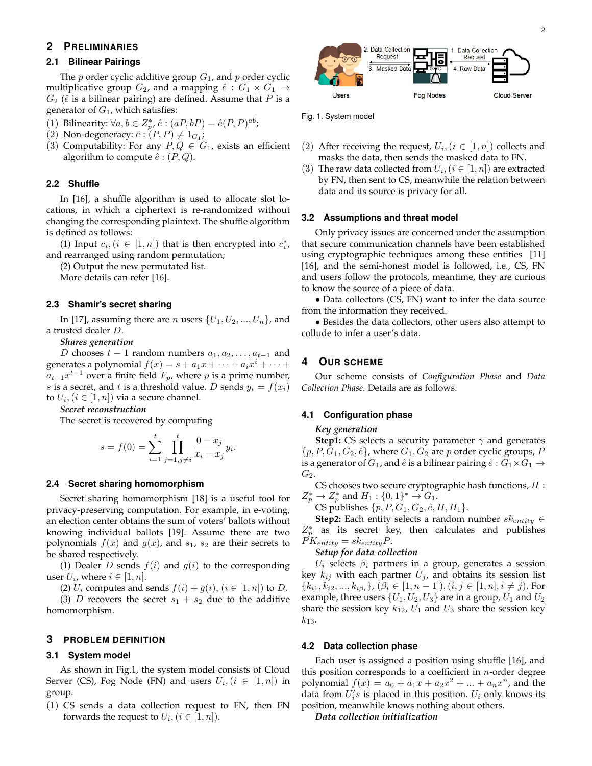## 2 PRELIMINARIES

### 2.1 Bilinear Pairings

The $p$ order cyclic additive group $G_1$, and $p$ order cyclic multiplicative group $G_2$, and a mapping $\hat{e} : G_1 \times G_1 \rightarrow G_2$ ($\hat{e}$ is a bilinear pairing) are defined. Assume that $P$ is a generator of $G_1$, which satisfies:

(1) Bilinearity: $\forall a, b \in Z_p^*$, $\hat{e} : (aP, bP) = \hat{e}(P, P)^{ab}$;
(2) Non-degeneracy: $\hat{e} : (P, P) \neq 1_{G_1}$;
(3) Computability: For any $P, Q \in G_1$, exists an efficient algorithm to compute $\hat{e} : (P, Q)$.

### 2.2 Shuffle

In [16], a shuffle algorithm is used to allocate slot locations, in which a ciphertext is re-randomized without changing the corresponding plaintext. The shuffle algorithm is defined as follows:

(1) Input $c_i, (i \in [1, n])$ that is then encrypted into $c_i^*$, and rearranged using random permutation;

(2) Output the new permutated list.

More details can refer [16].

### 2.3 Shamir's secret sharing

In [17], assuming there are $n$ users $\{U_1, U_2, ..., U_n\}$, and a trusted dealer $D$.

***Shares generation***

$D$ chooses $t-1$ random numbers $a_1, a_2, \ldots, a_{t-1}$ and generates a polynomial $f(x) = s + a_1 x + \cdots + a_i x^i + \cdots + a_{t-1} x^{t-1}$ over a finite field $F_p$, where $p$ is a prime number, $s$ is a secret, and $t$ is a threshold value. $D$ sends $y_i = f(x_i)$ to $U_i, (i \in [1, n])$ via a secure channel.

***Secret reconstruction***

The secret is recovered by computing

$$s = f(0) = \sum_{i=1}^{t} \prod_{j=1, j \neq i}^{t} \frac{0 - x_j}{x_i - x_j} y_i.$$

### 2.4 Secret sharing homomorphism

Secret sharing homomorphism [18] is a useful tool for privacy-preserving computation. For example, in e-voting, an election center obtains the sum of voters' ballots without knowing individual ballots [19]. Assume there are two polynomials $f(x)$ and $g(x)$, and $s_1$, $s_2$ are their secrets to be shared respectively.

(1) Dealer $D$ sends $f(i)$ and $g(i)$ to the corresponding user $U_i$, where $i \in [1, n]$.

(2) $U_i$ computes and sends $f(i) + g(i), (i \in [1, n])$ to $D$.

(3) $D$ recovers the secret $s_1 + s_2$ due to the additive homomorphism.

## 3 PROBLEM DEFINITION

### 3.1 System model

As shown in Fig.1, the system model consists of Cloud Server (CS), Fog Node (FN) and users $U_i, (i \in [1, n])$ in group.

(1) CS sends a data collection request to FN, then FN forwards the request to $U_i, (i \in [1, n])$.

Fig. 1. System model

(2) After receiving the request, $U_i, (i \in [1, n])$ collects and masks the data, then sends the masked data to FN.

(3) The raw data collected from $U_i, (i \in [1, n])$ are extracted by FN, then sent to CS, meanwhile the relation between data and its source is privacy for all.

### 3.2 Assumptions and threat model

Only privacy issues are concerned under the assumption that secure communication channels have been established using cryptographic techniques among these entities [11] [16], and the semi-honest model is followed, i.e., CS, FN and users follow the protocols, meantime, they are curious to know the source of a piece of data.

• Data collectors (CS, FN) want to infer the data source from the information they received.

• Besides the data collectors, other users also attempt to collude to infer a user's data.

## 4 OUR SCHEME

Our scheme consists of *Configuration Phase* and *Data Collection Phase*. Details are as follows.

### 4.1 Configuration phase

***Key generation***

**Step1:** CS selects a security parameter $\gamma$ and generates $\{p, P, G_1, G_2, \hat{e}\}$, where $G_1, G_2$ are $p$ order cyclic groups, $P$ is a generator of $G_1$, and $\hat{e}$ is a bilinear pairing $\hat{e} : G_1 \times G_1 \rightarrow G_2$.

CS chooses two secure cryptographic hash functions, $H : Z_p^* \rightarrow Z_p^*$ and $H_1 : \{0, 1\}^* \rightarrow G_1$.

CS publishes $\{p, P, G_1, G_2, \hat{e}, H, H_1\}$.

**Step2:** Each entity selects a random number $sk_{entity} \in Z_p^*$ as its secret key, then calculates and publishes $PK_{entity} = sk_{entity} P$.

***Setup for data collection***

$U_i$ selects $\beta_i$ partners in a group, generates a session key $k_{ij}$ with each partner $U_j$, and obtains its session list $\{k_{i1}, k_{i2}, ..., k_{i\beta_i}\}$, $(\beta_i \in [1, n-1])$, $(i, j \in [1, n], i \neq j)$. For example, three users $\{U_1, U_2, U_3\}$ are in a group, $U_1$ and $U_2$ share the session key $k_{12}$, $U_1$ and $U_3$ share the session key $k_{13}$.

### 4.2 Data collection phase

Each user is assigned a position using shuffle [16], and this position corresponds to a coefficient in $n$-order degree polynomial $f(x) = a_0 + a_1 x + a_2 x^2 + ... + a_n x^n$, and the data from $U_i's$ is placed in this position. $U_i$ only knows its position, meanwhile knows nothing about others.

***Data collection initialization***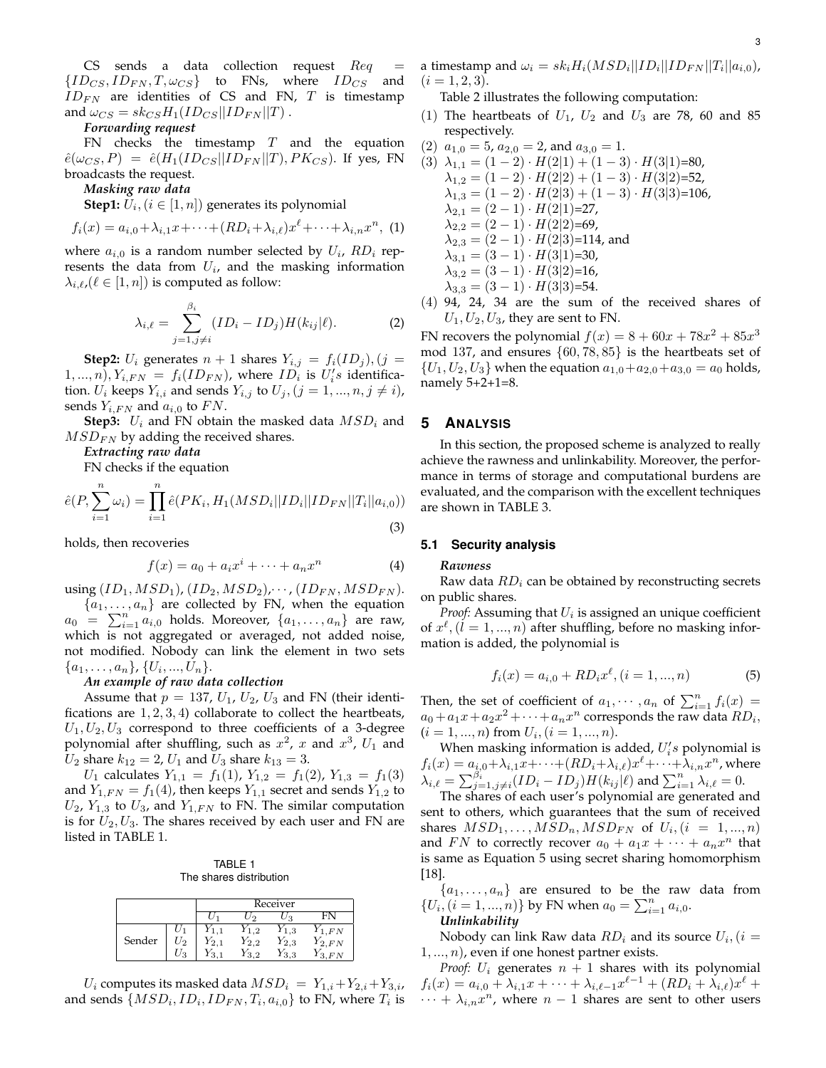CS sends a data collection request $Req = \{ID_{CS}, ID_{FN}, T, \omega_{CS}\}$ to FNs, where $ID_{CS}$ and $ID_{FN}$ are identities of CS and FN, $T$ is timestamp and $\omega_{CS} = sk_{CS}H_1(ID_{CS}||ID_{FN}||T)$ .

***Forwarding request***

FN checks the timestamp $T$ and the equation $\hat{e}(\omega_{CS}, P) = \hat{e}(H_1(ID_{CS}||ID_{FN}||T), PK_{CS})$. If yes, FN broadcasts the request.

***Masking raw data***

**Step1:** $U_i, (i \in [1, n])$ generates its polynomial

$$f_i(x) = a_{i,0} + \lambda_{i,1}x + \cdots + (RD_i + \lambda_{i,\ell})x^\ell + \cdots + \lambda_{i,n}x^n, \quad (1)$$

where $a_{i,0}$ is a random number selected by $U_i$, $RD_i$ represents the data from $U_i$, and the masking information $\lambda_{i,\ell}, (\ell \in [1, n])$ is computed as follow:

$$\lambda_{i,\ell} = \sum_{j=1, j\neq i}^{\beta_i} (ID_i - ID_j)H(k_{ij}|\ell). \quad (2)$$

**Step2:** $U_i$ generates $n+1$ shares $Y_{i,j} = f_i(ID_j), (j = 1, ..., n), Y_{i,FN} = f_i(ID_{FN})$, where $ID_i$ is $U_i's$ identification. $U_i$ keeps $Y_{i,i}$ and sends $Y_{i,j}$ to $U_j, (j = 1, ..., n, j \neq i)$, sends $Y_{i,FN}$ and $a_{i,0}$ to $FN$.

**Step3:** $U_i$ and FN obtain the masked data $MSD_i$ and $MSD_{FN}$ by adding the received shares.

***Extracting raw data***

FN checks if the equation

$$\hat{e}(P, \sum_{i=1}^{n} \omega_i) = \prod_{i=1}^{n} \hat{e}(PK_i, H_1(MSD_i||ID_i||ID_{FN}||T_i||a_{i,0})) \quad (3)$$

holds, then recoveries

$$f(x) = a_0 + a_i x^i + \cdots + a_n x^n \quad (4)$$

using $(ID_1, MSD_1)$, $(ID_2, MSD_2)$,$\cdots$, $(ID_{FN}, MSD_{FN})$.

$\{a_1, \ldots, a_n\}$ are collected by FN, when the equation $a_0 = \sum_{i=1}^{n} a_{i,0}$ holds. Moreover, $\{a_1, \ldots, a_n\}$ are raw, which is not aggregated or averaged, not added noise, not modified. Nobody can link the element in two sets $\{a_1, \ldots, a_n\}$, $\{U_i, ..., U_n\}$.

***An example of raw data collection***

Assume that $p = 137$, $U_1$, $U_2$, $U_3$ and FN (their identifications are $1, 2, 3, 4$) collaborate to collect the heartbeats, $U_1, U_2, U_3$ correspond to three coefficients of a 3-degree polynomial after shuffling, such as $x^2$, $x$ and $x^3$, $U_1$ and $U_2$ share $k_{12} = 2$, $U_1$ and $U_3$ share $k_{13} = 3$.

$U_1$ calculates $Y_{1,1} = f_1(1)$, $Y_{1,2} = f_1(2)$, $Y_{1,3} = f_1(3)$ and $Y_{1,FN} = f_1(4)$, then keeps $Y_{1,1}$ secret and sends $Y_{1,2}$ to $U_2$, $Y_{1,3}$ to $U_3$, and $Y_{1,FN}$ to FN. The similar computation is for $U_2, U_3$. The shares received by each user and FN are listed in TABLE 1.

TABLE 1
The shares distribution

| | | Receiver | | | |
|---|---|---|---|---|---|
| | | $U_1$ | $U_2$ | $U_3$ | FN |
| Sender | $U_1$ | $Y_{1,1}$ | $Y_{1,2}$ | $Y_{1,3}$ | $Y_{1,FN}$ |
| | $U_2$ | $Y_{2,1}$ | $Y_{2,2}$ | $Y_{2,3}$ | $Y_{2,FN}$ |
| | $U_3$ | $Y_{3,1}$ | $Y_{3,2}$ | $Y_{3,3}$ | $Y_{3,FN}$ |

$U_i$ computes its masked data $MSD_i = Y_{1,i} + Y_{2,i} + Y_{3,i}$, and sends $\{MSD_i, ID_i, ID_{FN}, T_i, a_{i,0}\}$ to FN, where $T_i$ is a timestamp and $\omega_i = sk_i H_i(MSD_i||ID_i||ID_{FN}||T_i||a_{i,0})$, $(i = 1, 2, 3)$.

Table 2 illustrates the following computation:

(1) The heartbeats of $U_1$, $U_2$ and $U_3$ are 78, 60 and 85 respectively.
(2) $a_{1,0} = 5$, $a_{2,0} = 2$, and $a_{3,0} = 1$.
(3) $\lambda_{1,1} = (1-2) \cdot H(2|1) + (1-3) \cdot H(3|1)$=80,
$\lambda_{1,2} = (1-2) \cdot H(2|2) + (1-3) \cdot H(3|2)$=52,
$\lambda_{1,3} = (1-2) \cdot H(2|3) + (1-3) \cdot H(3|3)$=106,
$\lambda_{2,1} = (2-1) \cdot H(2|1)$=27,
$\lambda_{2,2} = (2-1) \cdot H(2|2)$=69,
$\lambda_{2,3} = (2-1) \cdot H(2|3)$=114, and
$\lambda_{3,1} = (3-1) \cdot H(3|1)$=30,
$\lambda_{3,2} = (3-1) \cdot H(3|2)$=16,
$\lambda_{3,3} = (3-1) \cdot H(3|3)$=54.
(4) 94, 24, 34 are the sum of the received shares of $U_1, U_2, U_3$, they are sent to FN.

FN recovers the polynomial $f(x) = 8 + 60x + 78x^2 + 85x^3 \mod 137$, and ensures $\{60, 78, 85\}$ is the heartbeats set of $\{U_1, U_2, U_3\}$ when the equation $a_{1,0} + a_{2,0} + a_{3,0} = a_0$ holds, namely 5+2+1=8.

## 5 Analysis

In this section, the proposed scheme is analyzed to really achieve the rawness and unlinkability. Moreover, the performance in terms of storage and computational burdens are evaluated, and the comparison with the excellent techniques are shown in TABLE 3.

### 5.1 Security analysis

***Rawness***

Raw data $RD_i$ can be obtained by reconstructing secrets on public shares.

*Proof:* Assuming that $U_i$ is assigned an unique coefficient of $x^\ell, (l = 1, ..., n)$ after shuffling, before no masking information is added, the polynomial is

$$f_i(x) = a_{i,0} + RD_i x^\ell, (i = 1, ..., n) \quad (5)$$

Then, the set of coefficient of $a_1, \cdots, a_n$ of $\sum_{i=1}^{n} f_i(x) = a_0 + a_1 x + a_2 x^2 + \cdots + a_n x^n$ corresponds the raw data $RD_i$, $(i = 1, ..., n)$ from $U_i, (i = 1, ..., n)$.

When masking information is added, $U_i's$ polynomial is $f_i(x) = a_{i,0} + \lambda_{i,1}x + \cdots + (RD_i + \lambda_{i,\ell})x^\ell + \cdots + \lambda_{i,n}x^n$, where $\lambda_{i,\ell} = \sum_{j=1, j\neq i}^{\beta_i} (ID_i - ID_j)H(k_{ij}|\ell)$ and $\sum_{i=1}^{n} \lambda_{i,\ell} = 0$.

The shares of each user's polynomial are generated and sent to others, which guarantees that the sum of received shares $MSD_1, \ldots, MSD_n, MSD_{FN}$ of $U_i, (i = 1, ..., n)$ and $FN$ to correctly recover $a_0 + a_1 x + \cdots + a_n x^n$ that is same as Equation 5 using secret sharing homomorphism [18].

$\{a_1, \ldots, a_n\}$ are ensured to be the raw data from $\{U_i, (i = 1, ..., n)\}$ by FN when $a_0 = \sum_{i=1}^{n} a_{i,0}$.

***Unlinkability***

Nobody can link Raw data $RD_i$ and its source $U_i, (i = 1, ..., n)$, even if one honest partner exists.

*Proof:* $U_i$ generates $n+1$ shares with its polynomial $f_i(x) = a_{i,0} + \lambda_{i,1}x + \cdots + \lambda_{i,\ell-1}x^{\ell-1} + (RD_i + \lambda_{i,\ell})x^\ell + \cdots + \lambda_{i,n}x^n$, where $n-1$ shares are sent to other users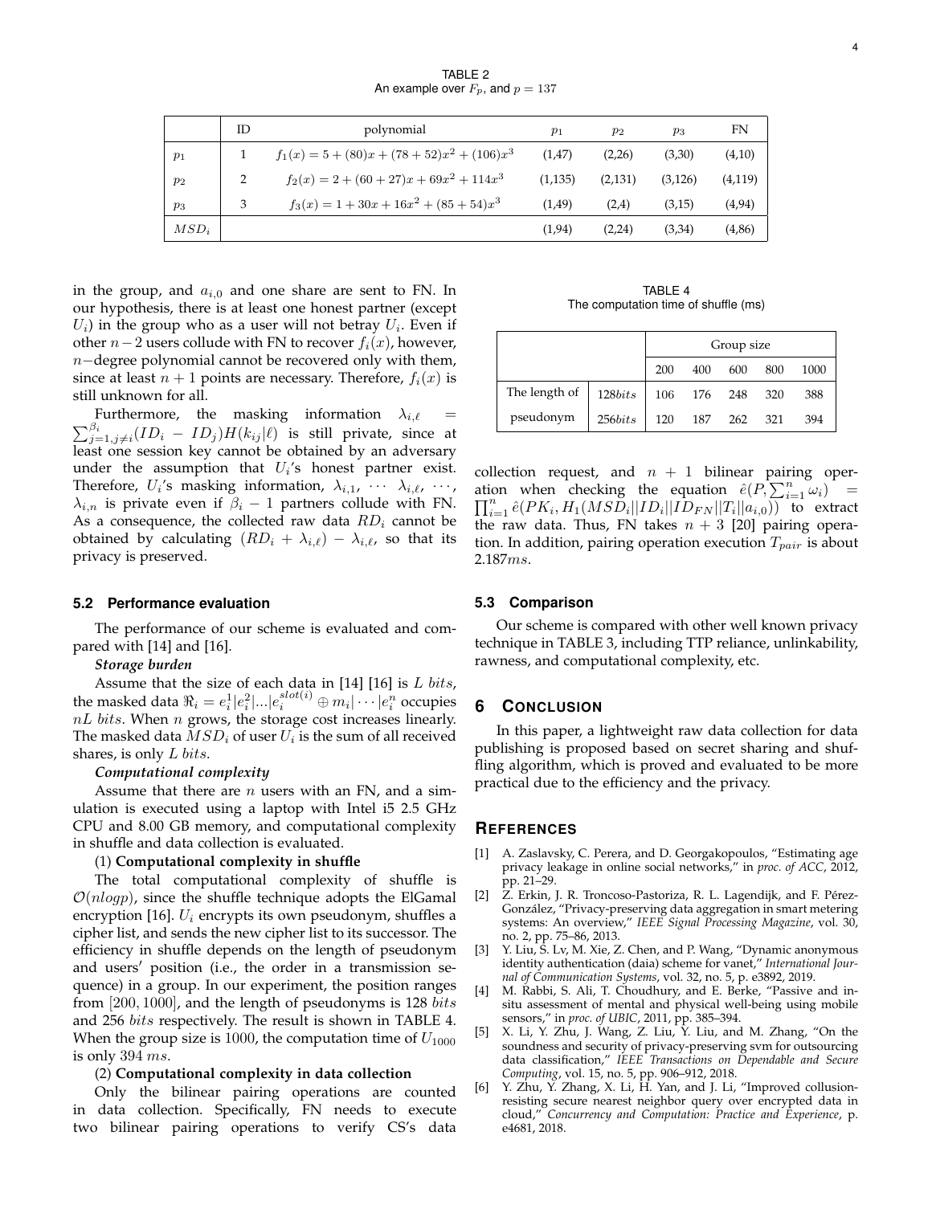TABLE 2
An example over $F_p$, and $p = 137$

| | ID | polynomial | $p_1$ | $p_2$ | $p_3$ | FN |
|---|---|---|---|---|---|---|
| $p_1$ | 1 | $f_1(x) = 5 + (80)x + (78 + 52)x^2 + (106)x^3$ | (1,47) | (2,26) | (3,30) | (4,10) |
| $p_2$ | 2 | $f_2(x) = 2 + (60 + 27)x + 69x^2 + 114x^3$ | (1,135) | (2,131) | (3,126) | (4,119) |
| $p_3$ | 3 | $f_3(x) = 1 + 30x + 16x^2 + (85 + 54)x^3$ | (1,49) | (2,4) | (3,15) | (4,94) |
| $MSD_i$ | | | (1,94) | (2,24) | (3,34) | (4,86) |

in the group, and $a_{i,0}$ and one share are sent to FN. In our hypothesis, there is at least one honest partner (except $U_i$) in the group who as a user will not betray $U_i$. Even if other $n-2$ users collude with FN to recover $f_i(x)$, however, $n-$degree polynomial cannot be recovered only with them, since at least $n+1$ points are necessary. Therefore, $f_i(x)$ is still unknown for all.

Furthermore, the masking information $\lambda_{i,\ell} = \sum_{j=1, j\neq i}^{\beta_i}(ID_i - ID_j)H(k_{ij}|\ell)$ is still private, since at least one session key cannot be obtained by an adversary under the assumption that $U_i$'s honest partner exist. Therefore, $U_i$'s masking information, $\lambda_{i,1}, \cdots \lambda_{i,\ell}, \cdots, \lambda_{i,n}$ is private even if $\beta_i - 1$ partners collude with FN. As a consequence, the collected raw data $RD_i$ cannot be obtained by calculating $(RD_i + \lambda_{i,\ell}) - \lambda_{i,\ell}$, so that its privacy is preserved.

### 5.2 Performance evaluation

The performance of our scheme is evaluated and compared with [14] and [16].

***Storage burden***

Assume that the size of each data in [14] [16] is $L\ bits$, the masked data $\Re_i = e_i^1|e_i^2|...|e_i^{slot(i)} \oplus m_i| \cdots |e_i^n$ occupies $nL\ bits$. When $n$ grows, the storage cost increases linearly. The masked data $MSD_i$ of user $U_i$ is the sum of all received shares, is only $L\ bits$.

***Computational complexity***

Assume that there are $n$ users with an FN, and a simulation is executed using a laptop with Intel i5 2.5 GHz CPU and 8.00 GB memory, and computational complexity in shuffle and data collection is evaluated.

(1) **Computational complexity in shuffle**

The total computational complexity of shuffle is $\mathcal{O}(nlogp)$, since the shuffle technique adopts the ElGamal encryption [16]. $U_i$ encrypts its own pseudonym, shuffles a cipher list, and sends the new cipher list to its successor. The efficiency in shuffle depends on the length of pseudonym and users′ position (i.e., the order in a transmission sequence) in a group. In our experiment, the position ranges from $[200, 1000]$, and the length of pseudonyms is 128 $bits$ and 256 $bits$ respectively. The result is shown in TABLE 4. When the group size is 1000, the computation time of $U_{1000}$ is only $394\ ms$.

(2) **Computational complexity in data collection**

Only the bilinear pairing operations are counted in data collection. Specifically, FN needs to execute two bilinear pairing operations to verify CS's data collection request, and $n+1$ bilinear pairing operation when checking the equation $\hat{e}(P, \sum_{i=1}^{n}\omega_i) = \prod_{i=1}^{n}\hat{e}(PK_i, H_1(MSD_i||ID_i||ID_{FN}||T_i||a_{i,0}))$ to extract the raw data. Thus, FN takes $n+3$ [20] pairing operation. In addition, pairing operation execution $T_{pair}$ is about $2.187ms$.

TABLE 4
The computation time of shuffle (ms)

| | | Group size | | | | |
|---|---|---|---|---|---|---|
| | | 200 | 400 | 600 | 800 | 1000 |
| The length of pseudonym | $128bits$ | 106 | 176 | 248 | 320 | 388 |
| | $256bits$ | 120 | 187 | 262 | 321 | 394 |

### 5.3 Comparison

Our scheme is compared with other well known privacy technique in TABLE 3, including TTP reliance, unlinkability, rawness, and computational complexity, etc.

## 6 Conclusion

In this paper, a lightweight raw data collection for data publishing is proposed based on secret sharing and shuffling algorithm, which is proved and evaluated to be more practical due to the efficiency and the privacy.

## References

[1] A. Zaslavsky, C. Perera, and D. Georgakopoulos, "Estimating age privacy leakage in online social networks," in *proc. of ACC*, 2012, pp. 21–29.

[2] Z. Erkin, J. R. Troncoso-Pastoriza, R. L. Lagendijk, and F. Pérez-González, "Privacy-preserving data aggregation in smart metering systems: An overview," *IEEE Signal Processing Magazine*, vol. 30, no. 2, pp. 75–86, 2013.

[3] Y. Liu, S. Lv, M. Xie, Z. Chen, and P. Wang, "Dynamic anonymous identity authentication (daia) scheme for vanet," *International Journal of Communication Systems*, vol. 32, no. 5, p. e3892, 2019.

[4] M. Rabbi, S. Ali, T. Choudhury, and E. Berke, "Passive and in-situ assessment of mental and physical well-being using mobile sensors," in *proc. of UBIC*, 2011, pp. 385–394.

[5] X. Li, Y. Zhu, J. Wang, Z. Liu, Y. Liu, and M. Zhang, "On the soundness and security of privacy-preserving svm for outsourcing data classification," *IEEE Transactions on Dependable and Secure Computing*, vol. 15, no. 5, pp. 906–912, 2018.

[6] Y. Zhu, Y. Zhang, X. Li, H. Yan, and J. Li, "Improved collision-resisting secure nearest neighbor query over encrypted data in cloud," *Concurrency and Computation: Practice and Experience*, p. e4681, 2018.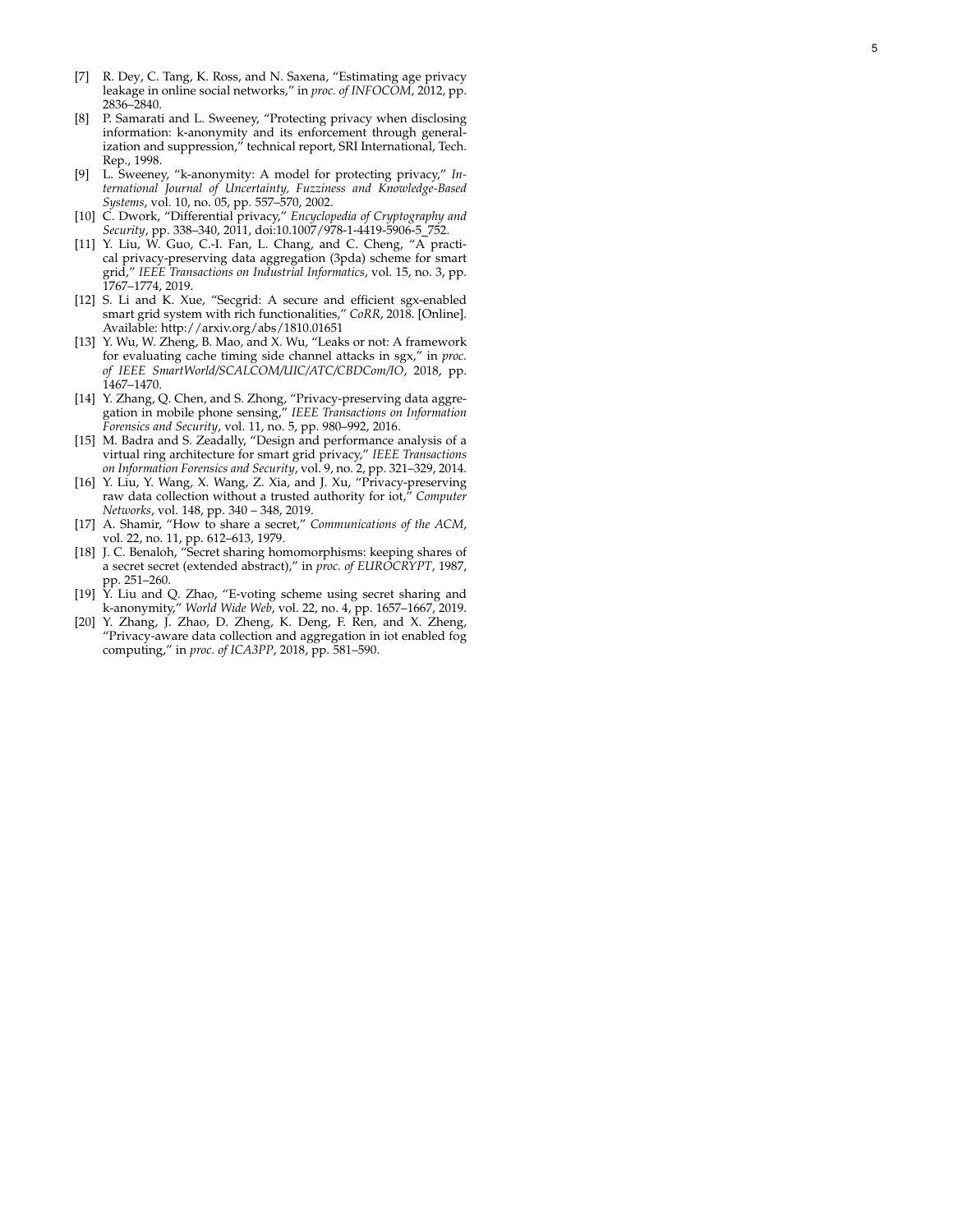[7] R. Dey, C. Tang, K. Ross, and N. Saxena, "Estimating age privacy leakage in online social networks," in *proc. of INFOCOM*, 2012, pp. 2836–2840.

[8] P. Samarati and L. Sweeney, "Protecting privacy when disclosing information: k-anonymity and its enforcement through generalization and suppression," technical report, SRI International, Tech. Rep., 1998.

[9] L. Sweeney, "k-anonymity: A model for protecting privacy," *International Journal of Uncertainty, Fuzziness and Knowledge-Based Systems*, vol. 10, no. 05, pp. 557–570, 2002.

[10] C. Dwork, "Differential privacy," *Encyclopedia of Cryptography and Security*, pp. 338–340, 2011, doi:10.1007/978-1-4419-5906-5_752.

[11] Y. Liu, W. Guo, C.-I. Fan, L. Chang, and C. Cheng, "A practical privacy-preserving data aggregation (3pda) scheme for smart grid," *IEEE Transactions on Industrial Informatics*, vol. 15, no. 3, pp. 1767–1774, 2019.

[12] S. Li and K. Xue, "Secgrid: A secure and efficient sgx-enabled smart grid system with rich functionalities," *CoRR*, 2018. [Online]. Available: http://arxiv.org/abs/1810.01651

[13] Y. Wu, W. Zheng, B. Mao, and X. Wu, "Leaks or not: A framework for evaluating cache timing side channel attacks in sgx," in *proc. of IEEE SmartWorld/SCALCOM/UIC/ATC/CBDCom/IO*, 2018, pp. 1467–1470.

[14] Y. Zhang, Q. Chen, and S. Zhong, "Privacy-preserving data aggregation in mobile phone sensing," *IEEE Transactions on Information Forensics and Security*, vol. 11, no. 5, pp. 980–992, 2016.

[15] M. Badra and S. Zeadally, "Design and performance analysis of a virtual ring architecture for smart grid privacy," *IEEE Transactions on Information Forensics and Security*, vol. 9, no. 2, pp. 321–329, 2014.

[16] Y. Liu, Y. Wang, X. Wang, Z. Xia, and J. Xu, "Privacy-preserving raw data collection without a trusted authority for iot," *Computer Networks*, vol. 148, pp. 340 – 348, 2019.

[17] A. Shamir, "How to share a secret," *Communications of the ACM*, vol. 22, no. 11, pp. 612–613, 1979.

[18] J. C. Benaloh, "Secret sharing homomorphisms: keeping shares of a secret secret (extended abstract)," in *proc. of EUROCRYPT*, 1987, pp. 251–260.

[19] Y. Liu and Q. Zhao, "E-voting scheme using secret sharing and k-anonymity," *World Wide Web*, vol. 22, no. 4, pp. 1657–1667, 2019.

[20] Y. Zhang, J. Zhao, D. Zheng, K. Deng, F. Ren, and X. Zheng, "Privacy-aware data collection and aggregation in iot enabled fog computing," in *proc. of ICA3PP*, 2018, pp. 581–590.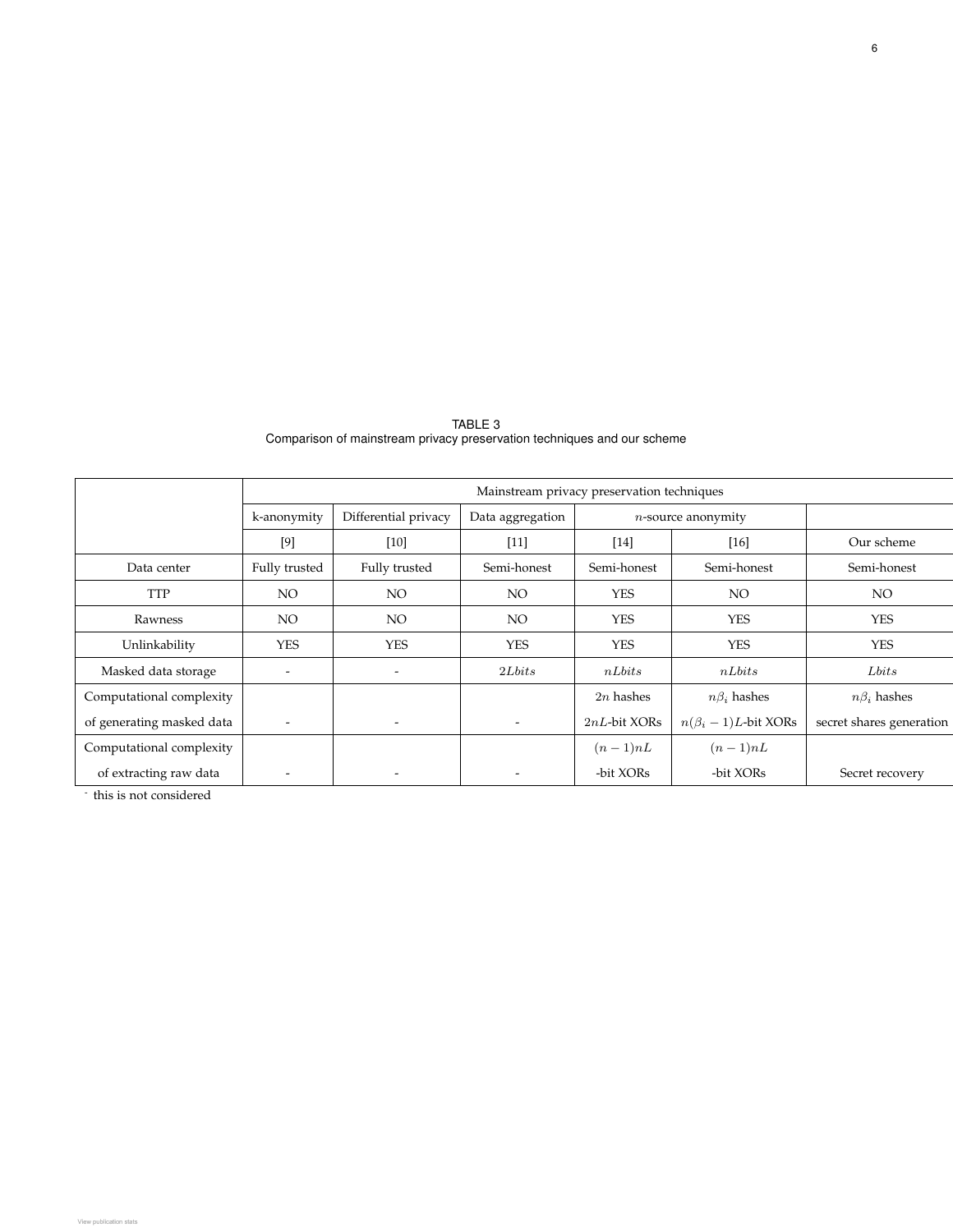TABLE 3
Comparison of mainstream privacy preservation techniques and our scheme

| | Mainstream privacy preservation techniques | | | | | |
|---|---|---|---|---|---|---|
| | k-anonymity | Differential privacy | Data aggregation | $n$-source anonymity | | |
| | [9] | [10] | [11] | [14] | [16] | Our scheme |
| Data center | Fully trusted | Fully trusted | Semi-honest | Semi-honest | Semi-honest | Semi-honest |
| TTP | NO | NO | NO | YES | NO | NO |
| Rawness | NO | NO | NO | YES | YES | YES |
| Unlinkability | YES | YES | YES | YES | YES | YES |
| Masked data storage | - | - | $2Lbits$ | $nLbits$ | $nLbits$ | $Lbits$ |
| Computational complexity of generating masked data | - | - | - | $2n$ hashes $2nL$-bit XORs | $n\beta_i$ hashes $n(\beta_i - 1)L$-bit XORs | $n\beta_i$ hashes secret shares generation |
| Computational complexity of extracting raw data | - | - | - | $(n-1)nL$ -bit XORs | $(n-1)nL$ -bit XORs | Secret recovery |

- this is not considered